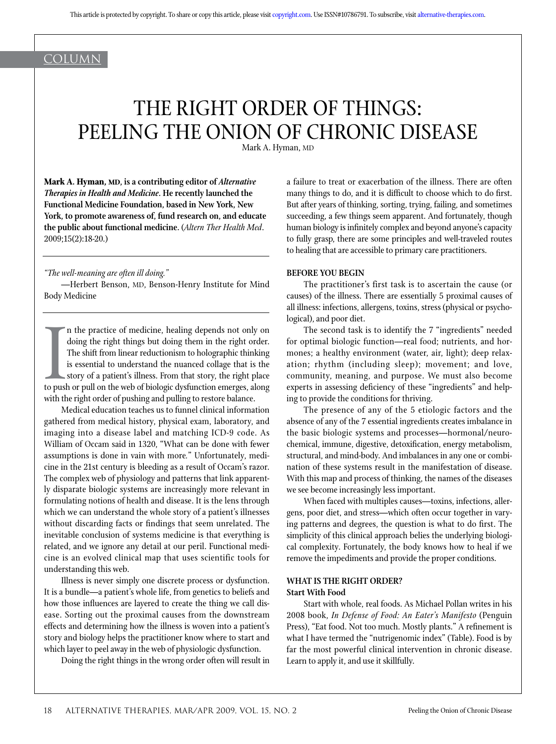COLUMN

# THE RIGHT ORDER OF THINGS: PEELING THE ONION OF CHRONIC DISEASE

Mark A. Hyman, MD

**Mark A. Hyman, MD, is a contributing editor of *Alternative Therapies in Health and Medicine*. He recently launched the Functional Medicine Foundation, based in New York, New York, to promote awareness of, fund research on, and educate the public about functional medicine.** (*Altern Ther Health Med*. 2009;15(2):18-20.)

*"The well-meaning are often ill doing."*

—Herbert Benson, MD, Benson-Henry Institute for Mind Body Medicine

In the practice of medicine, healing depends not only on doing the right things but doing them in the right order. The shift from linear reductionism to holographic thinking is essential to understand the nuanced collage that is the story of a patient's illness. From that story, the right place to push or pull on the web of biologic dysfunction emerges, along with the right order of pushing and pulling to restore balance.

Medical education teaches us to funnel clinical information gathered from medical history, physical exam, laboratory, and imaging into a disease label and matching ICD-9 code. As William of Occam said in 1320, "What can be done with fewer assumptions is done in vain with more." Unfortunately, medicine in the 21st century is bleeding as a result of Occam's razor. The complex web of physiology and patterns that link apparently disparate biologic systems are increasingly more relevant in formulating notions of health and disease. It is the lens through which we can understand the whole story of a patient's illnesses without discarding facts or findings that seem unrelated. The inevitable conclusion of systems medicine is that everything is related, and we ignore any detail at our peril. Functional medicine is an evolved clinical map that uses scientific tools for understanding this web.

Illness is never simply one discrete process or dysfunction. It is a bundle—a patient's whole life, from genetics to beliefs and how those influences are layered to create the thing we call disease. Sorting out the proximal causes from the downstream effects and determining how the illness is woven into a patient's story and biology helps the practitioner know where to start and which layer to peel away in the web of physiologic dysfunction.

Doing the right things in the wrong order often will result in a failure to treat or exacerbation of the illness. There are often many things to do, and it is difficult to choose which to do first. But after years of thinking, sorting, trying, failing, and sometimes succeeding, a few things seem apparent. And fortunately, though human biology is infinitely complex and beyond anyone's capacity to fully grasp, there are some principles and well-traveled routes to healing that are accessible to primary care practitioners.

## BEFORE YOU BEGIN

The practitioner's first task is to ascertain the cause (or causes) of the illness. There are essentially 5 proximal causes of all illness: infections, allergens, toxins, stress (physical or psychological), and poor diet.

The second task is to identify the 7 "ingredients" needed for optimal biologic function—real food; nutrients, and hormones; a healthy environment (water, air, light); deep relaxation; rhythm (including sleep); movement; and love, community, meaning, and purpose. We must also become experts in assessing deficiency of these "ingredients" and helping to provide the conditions for thriving.

The presence of any of the 5 etiologic factors and the absence of any of the 7 essential ingredients creates imbalance in the basic biologic systems and processes—hormonal/neurochemical, immune, digestive, detoxification, energy metabolism, structural, and mind-body. And imbalances in any one or combination of these systems result in the manifestation of disease. With this map and process of thinking, the names of the diseases we see become increasingly less important.

When faced with multiples causes—toxins, infections, allergens, poor diet, and stress—which often occur together in varying patterns and degrees, the question is what to do first. The simplicity of this clinical approach belies the underlying biological complexity. Fortunately, the body knows how to heal if we remove the impediments and provide the proper conditions.

## WHAT IS THE RIGHT ORDER?

### Start With Food

Start with whole, real foods. As Michael Pollan writes in his 2008 book, *In Defense of Food: An Eater's Manifesto* (Penguin Press), "Eat food. Not too much. Mostly plants." A refinement is what I have termed the "nutrigenomic index" (Table). Food is by far the most powerful clinical intervention in chronic disease. Learn to apply it, and use it skillfully.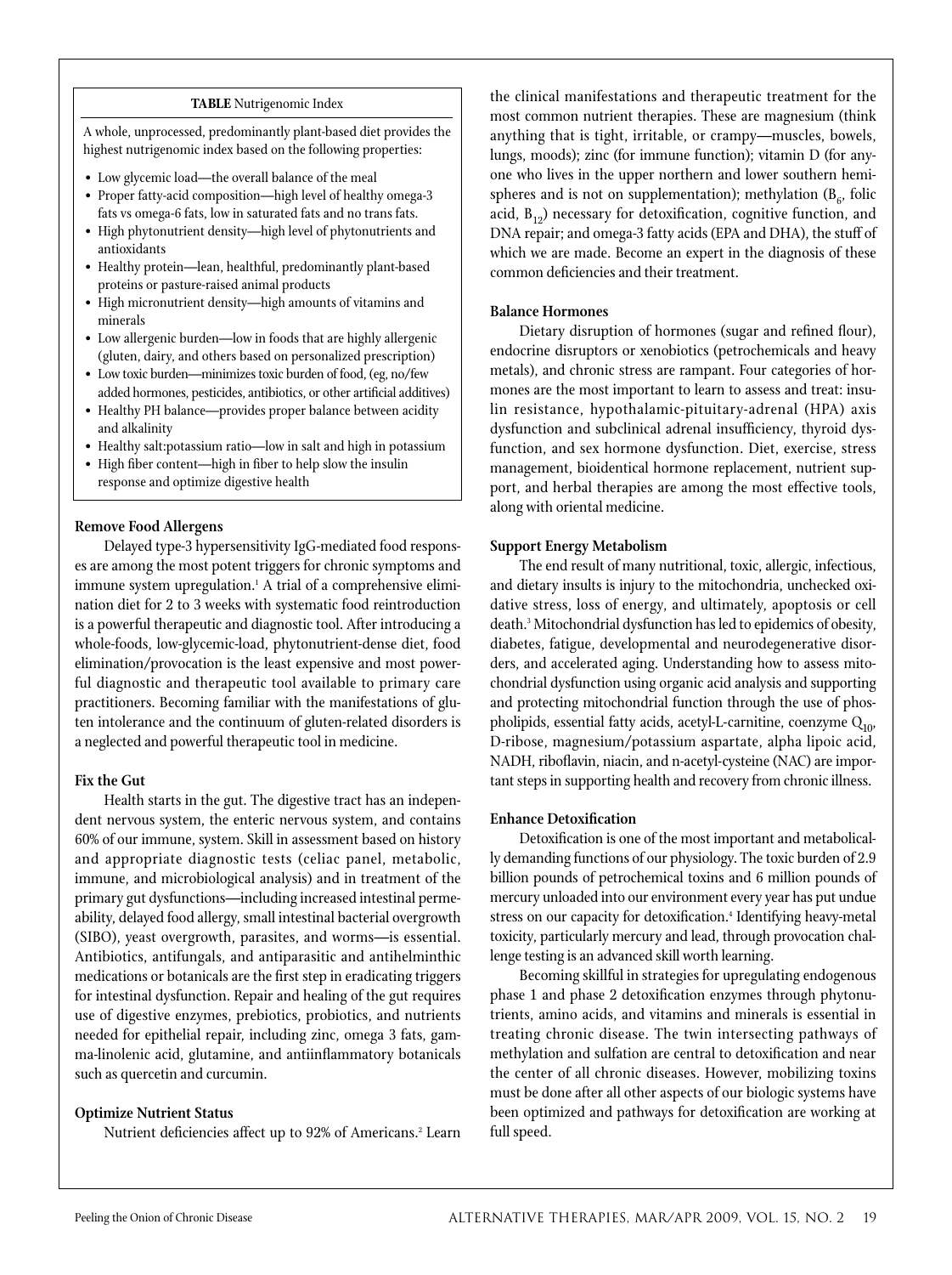**TABLE** Nutrigenomic Index

A whole, unprocessed, predominantly plant-based diet provides the highest nutrigenomic index based on the following properties:

- Low glycemic load—the overall balance of the meal
- Proper fatty-acid composition—high level of healthy omega-3 fats vs omega-6 fats, low in saturated fats and no trans fats.
- High phytonutrient density—high level of phytonutrients and antioxidants
- Healthy protein—lean, healthful, predominantly plant-based proteins or pasture-raised animal products
- High micronutrient density—high amounts of vitamins and minerals
- Low allergenic burden—low in foods that are highly allergenic (gluten, dairy, and others based on personalized prescription)
- Low toxic burden—minimizes toxic burden of food, (eg, no/few added hormones, pesticides, antibiotics, or other artificial additives)
- Healthy PH balance—provides proper balance between acidity and alkalinity
- Healthy salt:potassium ratio—low in salt and high in potassium
- High fiber content—high in fiber to help slow the insulin response and optimize digestive health

### Remove Food Allergens

Delayed type-3 hypersensitivity IgG-mediated food responses are among the most potent triggers for chronic symptoms and immune system upregulation.[1] A trial of a comprehensive elimination diet for 2 to 3 weeks with systematic food reintroduction is a powerful therapeutic and diagnostic tool. After introducing a whole-foods, low-glycemic-load, phytonutrient-dense diet, food elimination/provocation is the least expensive and most powerful diagnostic and therapeutic tool available to primary care practitioners. Becoming familiar with the manifestations of gluten intolerance and the continuum of gluten-related disorders is a neglected and powerful therapeutic tool in medicine.

### Fix the Gut

Health starts in the gut. The digestive tract has an independent nervous system, the enteric nervous system, and contains 60% of our immune, system. Skill in assessment based on history and appropriate diagnostic tests (celiac panel, metabolic, immune, and microbiological analysis) and in treatment of the primary gut dysfunctions—including increased intestinal permeability, delayed food allergy, small intestinal bacterial overgrowth (SIBO), yeast overgrowth, parasites, and worms—is essential. Antibiotics, antifungals, and antiparasitic and antihelminthic medications or botanicals are the first step in eradicating triggers for intestinal dysfunction. Repair and healing of the gut requires use of digestive enzymes, prebiotics, probiotics, and nutrients needed for epithelial repair, including zinc, omega 3 fats, gamma-linolenic acid, glutamine, and antiinflammatory botanicals such as quercetin and curcumin.

### Optimize Nutrient Status

Nutrient deficiencies affect up to 92% of Americans.[2] Learn the clinical manifestations and therapeutic treatment for the most common nutrient therapies. These are magnesium (think anything that is tight, irritable, or crampy—muscles, bowels, lungs, moods); zinc (for immune function); vitamin D (for anyone who lives in the upper northern and lower southern hemispheres and is not on supplementation); methylation ($B_6$, folic acid, $B_{12}$) necessary for detoxification, cognitive function, and DNA repair; and omega-3 fatty acids (EPA and DHA), the stuff of which we are made. Become an expert in the diagnosis of these common deficiencies and their treatment.

### Balance Hormones

Dietary disruption of hormones (sugar and refined flour), endocrine disruptors or xenobiotics (petrochemicals and heavy metals), and chronic stress are rampant. Four categories of hormones are the most important to learn to assess and treat: insulin resistance, hypothalamic-pituitary-adrenal (HPA) axis dysfunction and subclinical adrenal insufficiency, thyroid dysfunction, and sex hormone dysfunction. Diet, exercise, stress management, bioidentical hormone replacement, nutrient support, and herbal therapies are among the most effective tools, along with oriental medicine.

### Support Energy Metabolism

The end result of many nutritional, toxic, allergic, infectious, and dietary insults is injury to the mitochondria, unchecked oxidative stress, loss of energy, and ultimately, apoptosis or cell death.[3] Mitochondrial dysfunction has led to epidemics of obesity, diabetes, fatigue, developmental and neurodegenerative disorders, and accelerated aging. Understanding how to assess mitochondrial dysfunction using organic acid analysis and supporting and protecting mitochondrial function through the use of phospholipids, essential fatty acids, acetyl-L-carnitine, coenzyme $Q_{10}$, D-ribose, magnesium/potassium aspartate, alpha lipoic acid, NADH, riboflavin, niacin, and n-acetyl-cysteine (NAC) are important steps in supporting health and recovery from chronic illness.

### Enhance Detoxification

Detoxification is one of the most important and metabolically demanding functions of our physiology. The toxic burden of 2.9 billion pounds of petrochemical toxins and 6 million pounds of mercury unloaded into our environment every year has put undue stress on our capacity for detoxification.[4] Identifying heavy-metal toxicity, particularly mercury and lead, through provocation challenge testing is an advanced skill worth learning.

Becoming skillful in strategies for upregulating endogenous phase 1 and phase 2 detoxification enzymes through phytonutrients, amino acids, and vitamins and minerals is essential in treating chronic disease. The twin intersecting pathways of methylation and sulfation are central to detoxification and near the center of all chronic diseases. However, mobilizing toxins must be done after all other aspects of our biologic systems have been optimized and pathways for detoxification are working at full speed.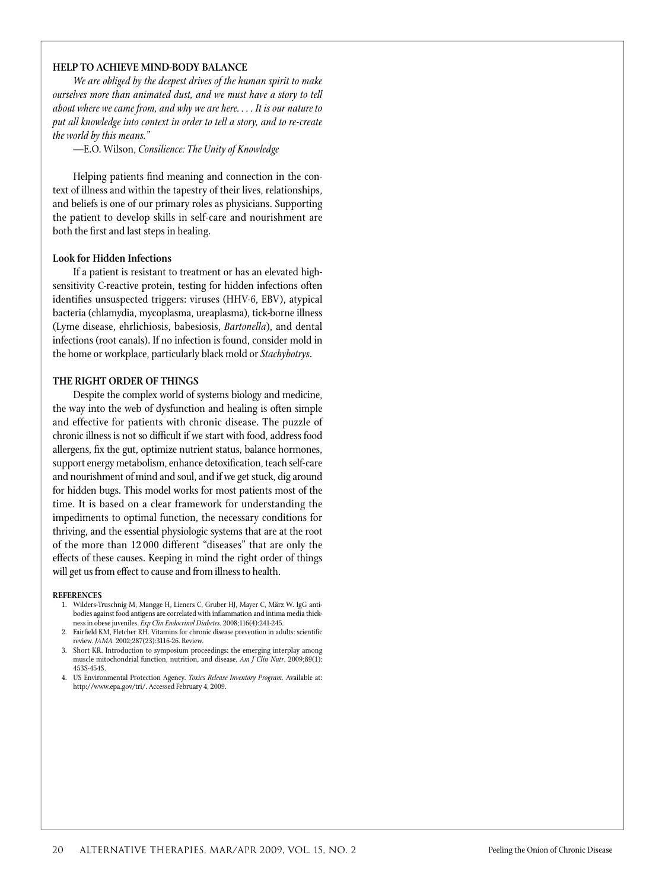## HELP TO ACHIEVE MIND-BODY BALANCE

*We are obliged by the deepest drives of the human spirit to make ourselves more than animated dust, and we must have a story to tell about where we came from, and why we are here. . . . It is our nature to put all knowledge into context in order to tell a story, and to re-create the world by this means."*

—E.O. Wilson, *Consilience: The Unity of Knowledge*

Helping patients find meaning and connection in the context of illness and within the tapestry of their lives, relationships, and beliefs is one of our primary roles as physicians. Supporting the patient to develop skills in self-care and nourishment are both the first and last steps in healing.

### Look for Hidden Infections

If a patient is resistant to treatment or has an elevated high-sensitivity C-reactive protein, testing for hidden infections often identifies unsuspected triggers: viruses (HHV-6, EBV), atypical bacteria (chlamydia, mycoplasma, ureaplasma), tick-borne illness (Lyme disease, ehrlichiosis, babesiosis, *Bartonella*), and dental infections (root canals). If no infection is found, consider mold in the home or workplace, particularly black mold or *Stachybotrys*.

## THE RIGHT ORDER OF THINGS

Despite the complex world of systems biology and medicine, the way into the web of dysfunction and healing is often simple and effective for patients with chronic disease. The puzzle of chronic illness is not so difficult if we start with food, address food allergens, fix the gut, optimize nutrient status, balance hormones, support energy metabolism, enhance detoxification, teach self-care and nourishment of mind and soul, and if we get stuck, dig around for hidden bugs. This model works for most patients most of the time. It is based on a clear framework for understanding the impediments to optimal function, the necessary conditions for thriving, and the essential physiologic systems that are at the root of the more than 12 000 different "diseases" that are only the effects of these causes. Keeping in mind the right order of things will get us from effect to cause and from illness to health.

## REFERENCES

1. Wilders-Truschnig M, Mangge H, Lieners C, Gruber HJ, Mayer C, März W. IgG antibodies against food antigens are correlated with inflammation and intima media thickness in obese juveniles. *Exp Clin Endocrinol Diabetes.* 2008;116(4):241-245.
2. Fairfield KM, Fletcher RH. Vitamins for chronic disease prevention in adults: scientific review. *JAMA.* 2002;287(23):3116-26. Review.
3. Short KR. Introduction to symposium proceedings: the emerging interplay among muscle mitochondrial function, nutrition, and disease. *Am J Clin Nutr*. 2009;89(1): 453S-454S.
4. US Environmental Protection Agency. *Toxics Release Inventory Program.* Available at: http://www.epa.gov/tri/. Accessed February 4, 2009.